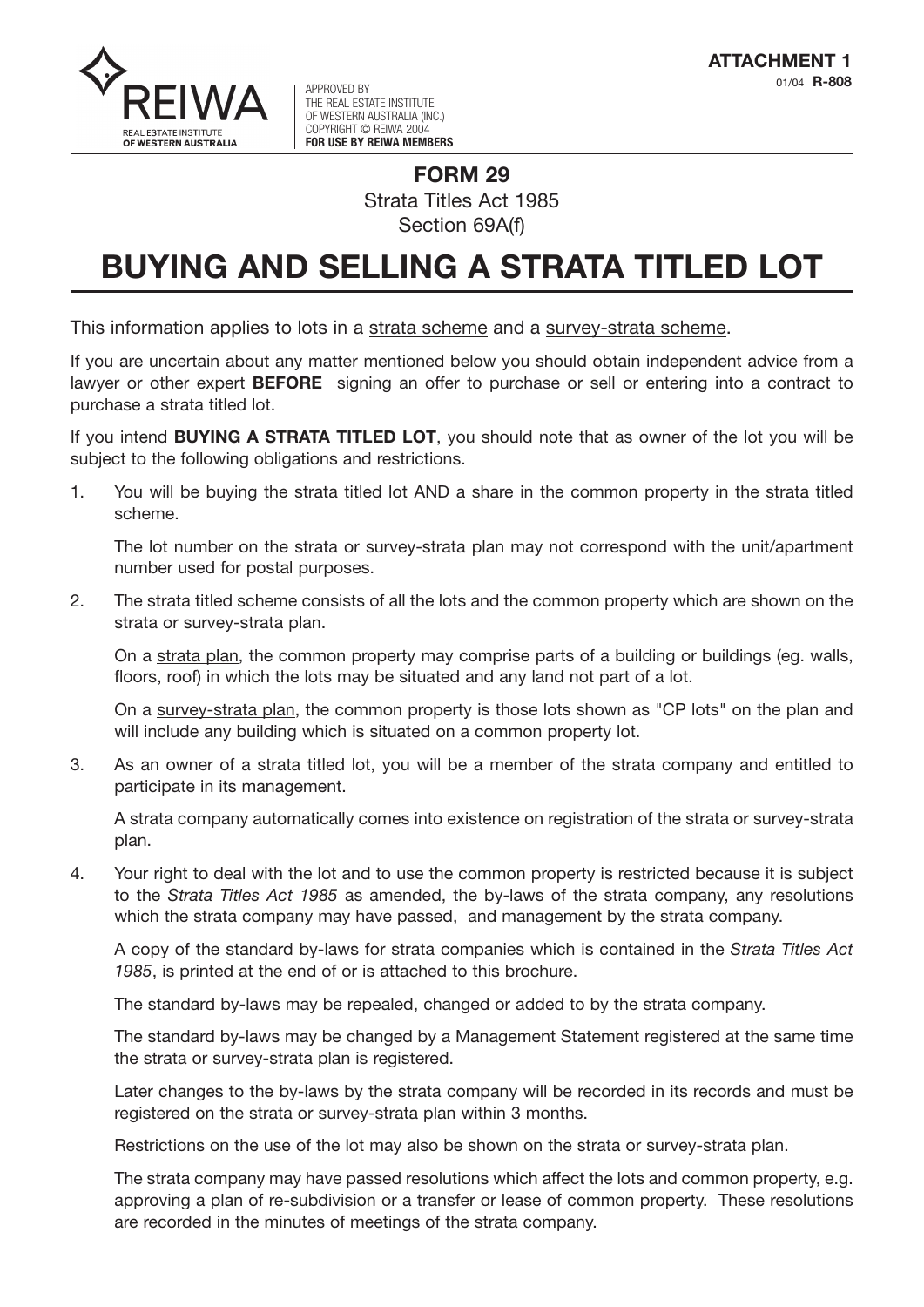**ATTACHMENT 1**
01/04 **R-808**

REIWA
REAL ESTATE INSTITUTE OF WESTERN AUSTRALIA

APPROVED BY
THE REAL ESTATE INSTITUTE
OF WESTERN AUSTRALIA (INC.)
COPYRIGHT © REIWA 2004
**FOR USE BY REIWA MEMBERS**

**FORM 29**
Strata Titles Act 1985
Section 69A(f)

# BUYING AND SELLING A STRATA TITLED LOT

This information applies to lots in a strata scheme and a survey-strata scheme.

If you are uncertain about any matter mentioned below you should obtain independent advice from a lawyer or other expert **BEFORE** signing an offer to purchase or sell or entering into a contract to purchase a strata titled lot.

If you intend **BUYING A STRATA TITLED LOT**, you should note that as owner of the lot you will be subject to the following obligations and restrictions.

1. You will be buying the strata titled lot AND a share in the common property in the strata titled scheme.

   The lot number on the strata or survey-strata plan may not correspond with the unit/apartment number used for postal purposes.

2. The strata titled scheme consists of all the lots and the common property which are shown on the strata or survey-strata plan.

   On a strata plan, the common property may comprise parts of a building or buildings (eg. walls, floors, roof) in which the lots may be situated and any land not part of a lot.

   On a survey-strata plan, the common property is those lots shown as "CP lots" on the plan and will include any building which is situated on a common property lot.

3. As an owner of a strata titled lot, you will be a member of the strata company and entitled to participate in its management.

   A strata company automatically comes into existence on registration of the strata or survey-strata plan.

4. Your right to deal with the lot and to use the common property is restricted because it is subject to the *Strata Titles Act 1985* as amended, the by-laws of the strata company, any resolutions which the strata company may have passed, and management by the strata company.

   A copy of the standard by-laws for strata companies which is contained in the *Strata Titles Act 1985*, is printed at the end of or is attached to this brochure.

   The standard by-laws may be repealed, changed or added to by the strata company.

   The standard by-laws may be changed by a Management Statement registered at the same time the strata or survey-strata plan is registered.

   Later changes to the by-laws by the strata company will be recorded in its records and must be registered on the strata or survey-strata plan within 3 months.

   Restrictions on the use of the lot may also be shown on the strata or survey-strata plan.

   The strata company may have passed resolutions which affect the lots and common property, e.g. approving a plan of re-subdivision or a transfer or lease of common property. These resolutions are recorded in the minutes of meetings of the strata company.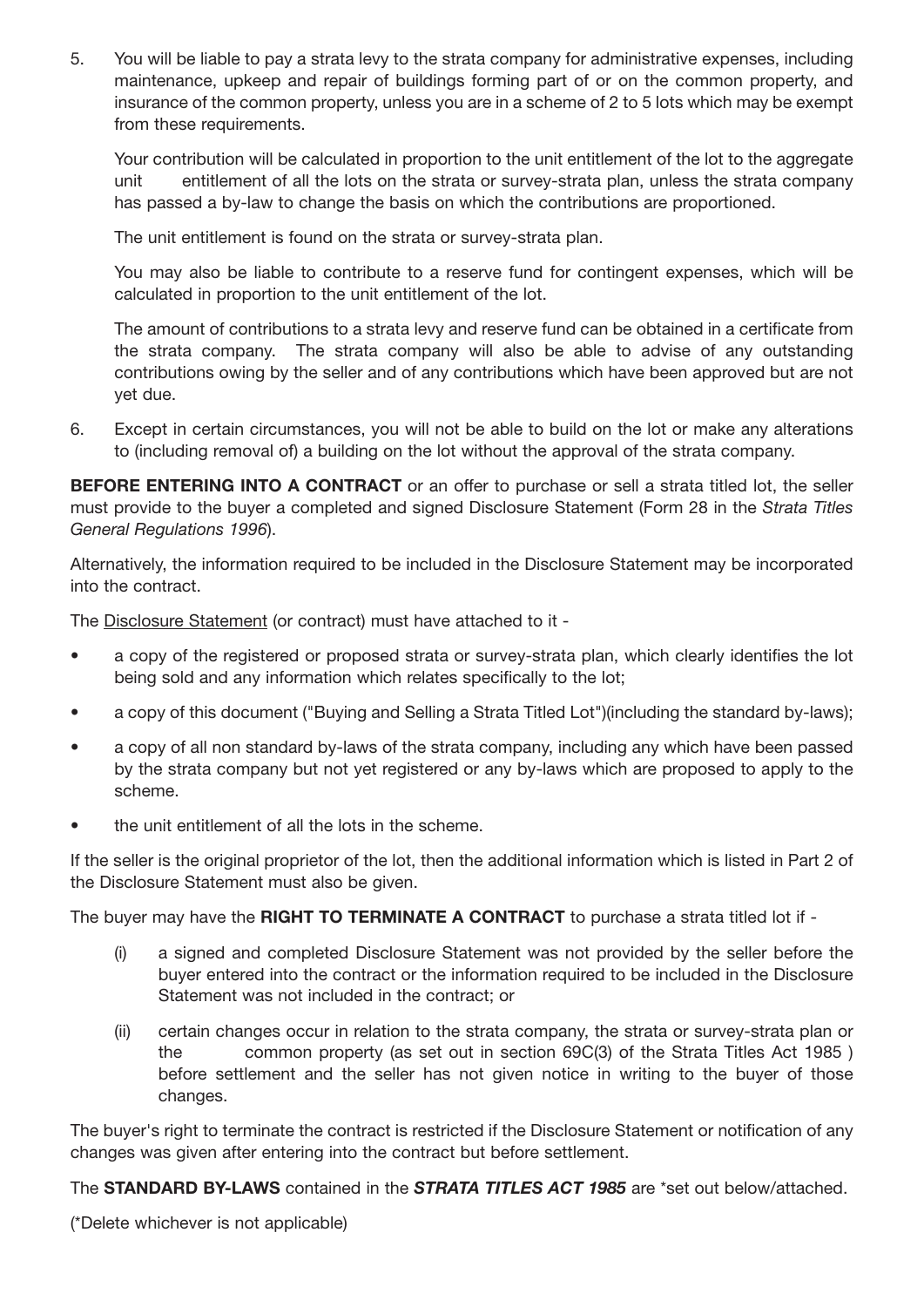5. You will be liable to pay a strata levy to the strata company for administrative expenses, including maintenance, upkeep and repair of buildings forming part of or on the common property, and insurance of the common property, unless you are in a scheme of 2 to 5 lots which may be exempt from these requirements.

   Your contribution will be calculated in proportion to the unit entitlement of the lot to the aggregate unit entitlement of all the lots on the strata or survey-strata plan, unless the strata company has passed a by-law to change the basis on which the contributions are proportioned.

   The unit entitlement is found on the strata or survey-strata plan.

   You may also be liable to contribute to a reserve fund for contingent expenses, which will be calculated in proportion to the unit entitlement of the lot.

   The amount of contributions to a strata levy and reserve fund can be obtained in a certificate from the strata company. The strata company will also be able to advise of any outstanding contributions owing by the seller and of any contributions which have been approved but are not yet due.

6. Except in certain circumstances, you will not be able to build on the lot or make any alterations to (including removal of) a building on the lot without the approval of the strata company.

**BEFORE ENTERING INTO A CONTRACT** or an offer to purchase or sell a strata titled lot, the seller must provide to the buyer a completed and signed Disclosure Statement (Form 28 in the *Strata Titles General Regulations 1996*).

Alternatively, the information required to be included in the Disclosure Statement may be incorporated into the contract.

The Disclosure Statement (or contract) must have attached to it -

- a copy of the registered or proposed strata or survey-strata plan, which clearly identifies the lot being sold and any information which relates specifically to the lot;
- a copy of this document ("Buying and Selling a Strata Titled Lot")(including the standard by-laws);
- a copy of all non standard by-laws of the strata company, including any which have been passed by the strata company but not yet registered or any by-laws which are proposed to apply to the scheme.
- the unit entitlement of all the lots in the scheme.

If the seller is the original proprietor of the lot, then the additional information which is listed in Part 2 of the Disclosure Statement must also be given.

The buyer may have the **RIGHT TO TERMINATE A CONTRACT** to purchase a strata titled lot if -

(i) a signed and completed Disclosure Statement was not provided by the seller before the buyer entered into the contract or the information required to be included in the Disclosure Statement was not included in the contract; or

(ii) certain changes occur in relation to the strata company, the strata or survey-strata plan or the common property (as set out in section 69C(3) of the Strata Titles Act 1985 ) before settlement and the seller has not given notice in writing to the buyer of those changes.

The buyer's right to terminate the contract is restricted if the Disclosure Statement or notification of any changes was given after entering into the contract but before settlement.

The **STANDARD BY-LAWS** contained in the ***STRATA TITLES ACT 1985*** are *set out below/attached.

(*Delete whichever is not applicable)